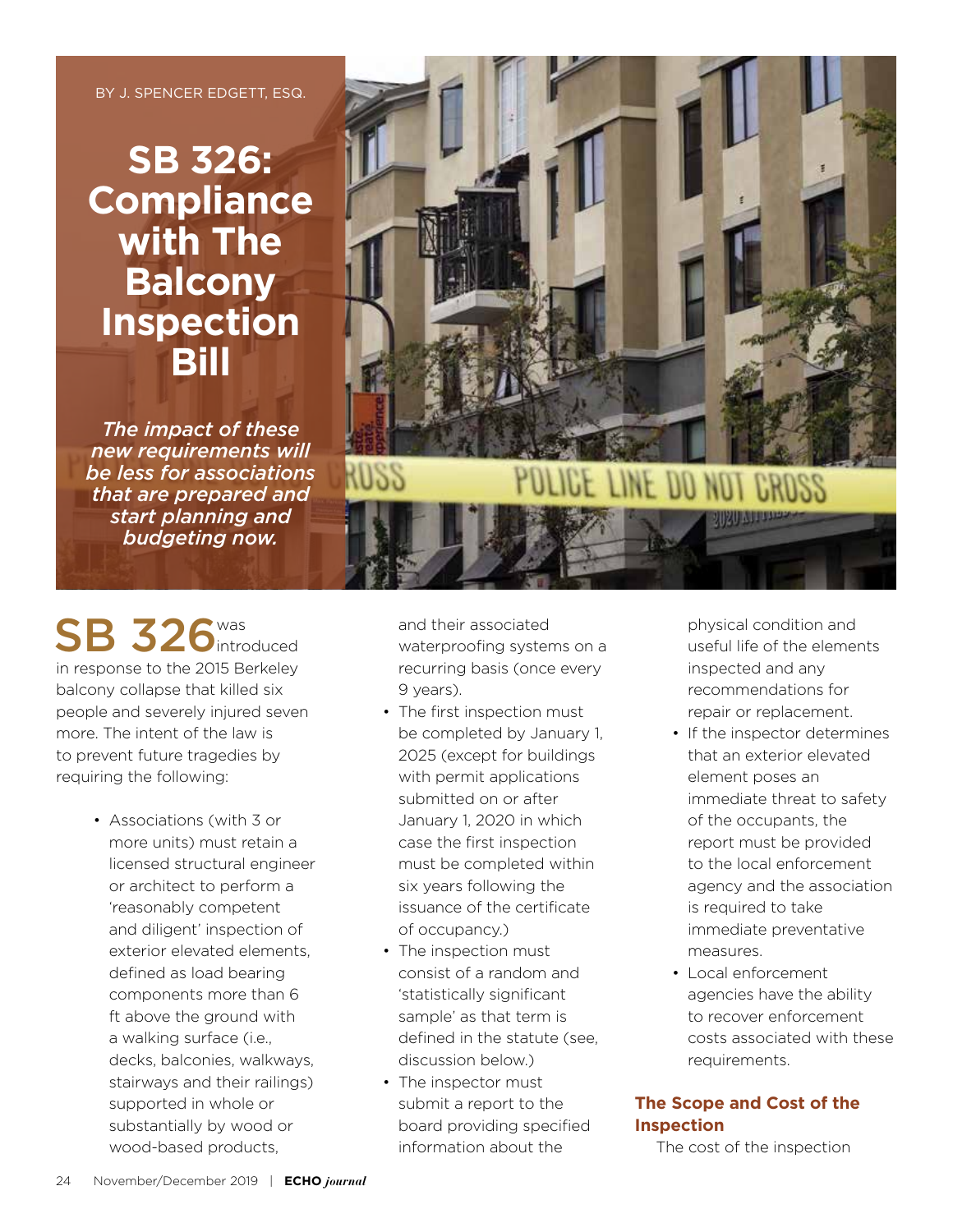BY J. SPENCER EDGETT, ESQ.

# SB 326: Compliance with The Balcony Inspection Bill

*The impact of these new requirements will be less for associations that are prepared and start planning and budgeting now.*

SB 326 was introduced in response to the 2015 Berkeley balcony collapse that killed six people and severely injured seven more. The intent of the law is to prevent future tragedies by requiring the following:

- Associations (with 3 or more units) must retain a licensed structural engineer or architect to perform a 'reasonably competent and diligent' inspection of exterior elevated elements, defined as load bearing components more than 6 ft above the ground with a walking surface (i.e., decks, balconies, walkways, stairways and their railings) supported in whole or substantially by wood or wood-based products, and their associated waterproofing systems on a recurring basis (once every 9 years).
- The first inspection must be completed by January 1, 2025 (except for buildings with permit applications submitted on or after January 1, 2020 in which case the first inspection must be completed within six years following the issuance of the certificate of occupancy.)
- The inspection must consist of a random and 'statistically significant sample' as that term is defined in the statute (see, discussion below.)
- The inspector must submit a report to the board providing specified information about the physical condition and useful life of the elements inspected and any recommendations for repair or replacement.
- If the inspector determines that an exterior elevated element poses an immediate threat to safety of the occupants, the report must be provided to the local enforcement agency and the association is required to take immediate preventative measures.
- Local enforcement agencies have the ability to recover enforcement costs associated with these requirements.

### The Scope and Cost of the Inspection

The cost of the inspection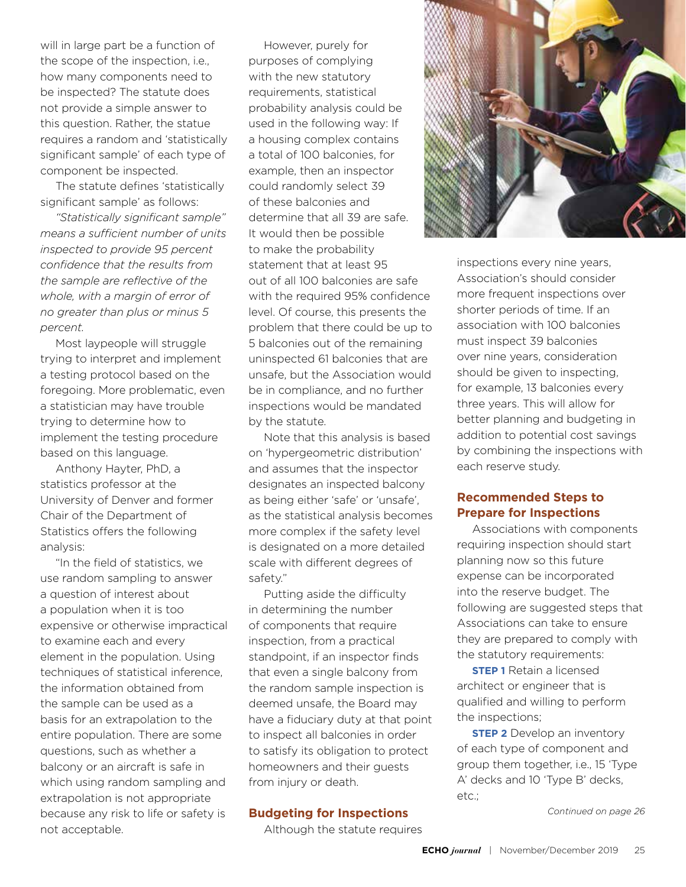will in large part be a function of the scope of the inspection, i.e., how many components need to be inspected? The statute does not provide a simple answer to this question. Rather, the statue requires a random and 'statistically significant sample' of each type of component be inspected.

The statute defines 'statistically significant sample' as follows:

*"Statistically significant sample" means a sufficient number of units inspected to provide 95 percent confidence that the results from the sample are reflective of the whole, with a margin of error of no greater than plus or minus 5 percent.*

Most laypeople will struggle trying to interpret and implement a testing protocol based on the foregoing. More problematic, even a statistician may have trouble trying to determine how to implement the testing procedure based on this language.

Anthony Hayter, PhD, a statistics professor at the University of Denver and former Chair of the Department of Statistics offers the following analysis:

"In the field of statistics, we use random sampling to answer a question of interest about a population when it is too expensive or otherwise impractical to examine each and every element in the population. Using techniques of statistical inference, the information obtained from the sample can be used as a basis for an extrapolation to the entire population. There are some questions, such as whether a balcony or an aircraft is safe in which using random sampling and extrapolation is not appropriate because any risk to life or safety is not acceptable.

However, purely for purposes of complying with the new statutory requirements, statistical probability analysis could be used in the following way: If a housing complex contains a total of 100 balconies, for example, then an inspector could randomly select 39 of these balconies and determine that all 39 are safe. It would then be possible to make the probability statement that at least 95 out of all 100 balconies are safe with the required 95% confidence level. Of course, this presents the problem that there could be up to 5 balconies out of the remaining uninspected 61 balconies that are unsafe, but the Association would be in compliance, and no further inspections would be mandated by the statute.

Note that this analysis is based on 'hypergeometric distribution' and assumes that the inspector designates an inspected balcony as being either 'safe' or 'unsafe', as the statistical analysis becomes more complex if the safety level is designated on a more detailed scale with different degrees of safety."

Putting aside the difficulty in determining the number of components that require inspection, from a practical standpoint, if an inspector finds that even a single balcony from the random sample inspection is deemed unsafe, the Board may have a fiduciary duty at that point to inspect all balconies in order to satisfy its obligation to protect homeowners and their guests from injury or death.

## Budgeting for Inspections

Although the statute requires inspections every nine years, Association's should consider more frequent inspections over shorter periods of time. If an association with 100 balconies must inspect 39 balconies over nine years, consideration should be given to inspecting, for example, 13 balconies every three years. This will allow for better planning and budgeting in addition to potential cost savings by combining the inspections with each reserve study.

## Recommended Steps to Prepare for Inspections

Associations with components requiring inspection should start planning now so this future expense can be incorporated into the reserve budget. The following are suggested steps that Associations can take to ensure they are prepared to comply with the statutory requirements:

**STEP 1** Retain a licensed architect or engineer that is qualified and willing to perform the inspections;

**STEP 2** Develop an inventory of each type of component and group them together, i.e., 15 'Type A' decks and 10 'Type B' decks, etc.;

*Continued on page 26*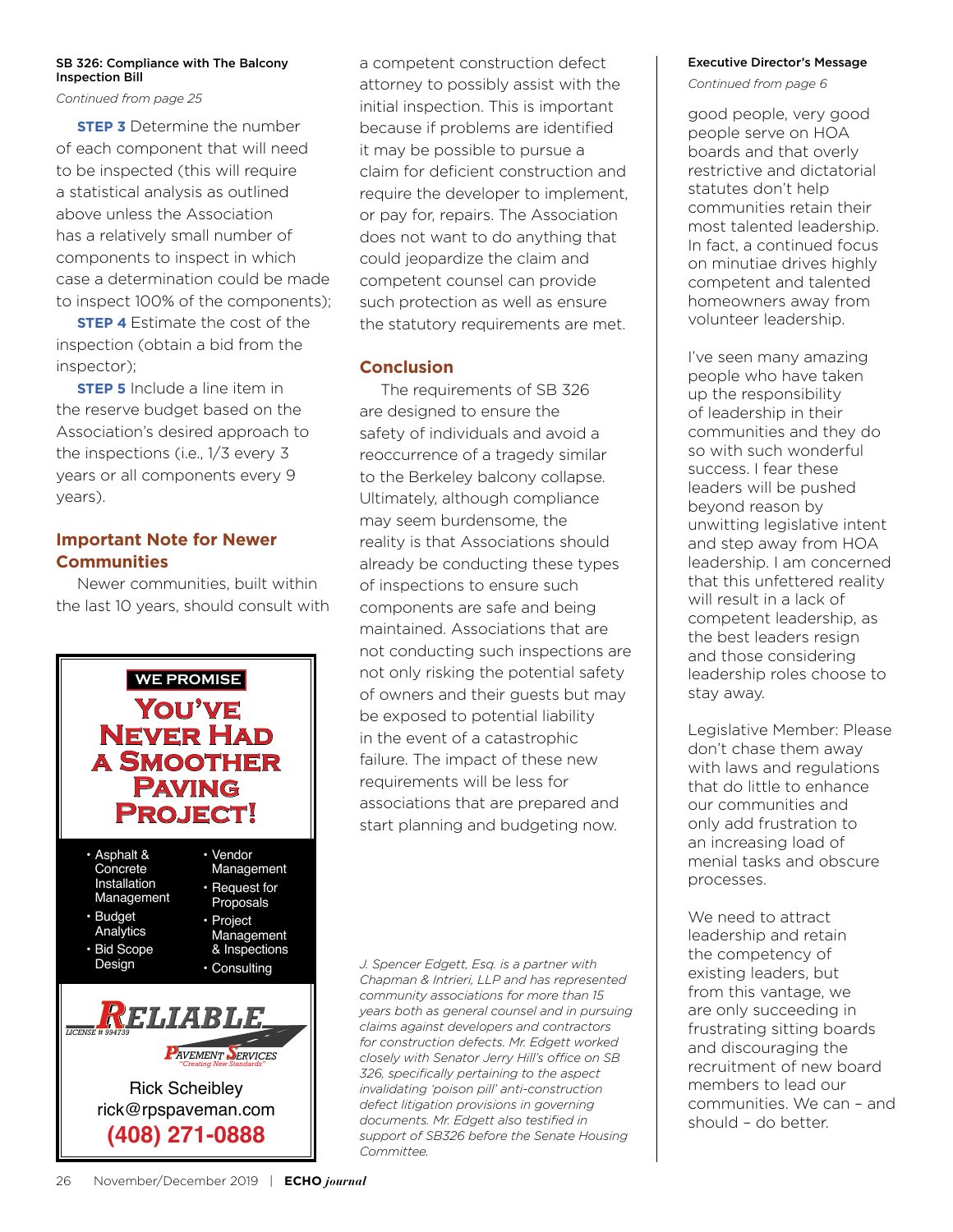SB 326: Compliance with The Balcony Inspection Bill

*Continued from page 25*

**STEP 3** Determine the number of each component that will need to be inspected (this will require a statistical analysis as outlined above unless the Association has a relatively small number of components to inspect in which case a determination could be made to inspect 100% of the components);

**STEP 4** Estimate the cost of the inspection (obtain a bid from the inspector);

**STEP 5** Include a line item in the reserve budget based on the Association's desired approach to the inspections (i.e., 1/3 every 3 years or all components every 9 years).

## Important Note for Newer Communities

Newer communities, built within the last 10 years, should consult with a competent construction defect attorney to possibly assist with the initial inspection. This is important because if problems are identified it may be possible to pursue a claim for deficient construction and require the developer to implement, or pay for, repairs. The Association does not want to do anything that could jeopardize the claim and competent counsel can provide such protection as well as ensure the statutory requirements are met.

## Conclusion

The requirements of SB 326 are designed to ensure the safety of individuals and avoid a reoccurrence of a tragedy similar to the Berkeley balcony collapse. Ultimately, although compliance may seem burdensome, the reality is that Associations should already be conducting these types of inspections to ensure such components are safe and being maintained. Associations that are not conducting such inspections are not only risking the potential safety of owners and their guests but may be exposed to potential liability in the event of a catastrophic failure. The impact of these new requirements will be less for associations that are prepared and start planning and budgeting now.

*J. Spencer Edgett, Esq. is a partner with Chapman & Intrieri, LLP and has represented community associations for more than 15 years both as general counsel and in pursuing claims against developers and contractors for construction defects. Mr. Edgett worked closely with Senator Jerry Hill's office on SB 326, specifically pertaining to the aspect invalidating 'poison pill' anti-construction defect litigation provisions in governing documents. Mr. Edgett also testified in support of SB326 before the Senate Housing Committee.*

WE PROMISE

YOU'VE NEVER HAD A SMOOTHER PAVING PROJECT!

- Asphalt & Concrete Installation Management
- Budget Analytics
- Bid Scope Design
- Vendor Management
- Request for Proposals
- Project Management & Inspections
- Consulting

RELIABLE PAVEMENT SERVICES "Creating New Standards"

LICENSE # 994739

Rick Scheibley
rick@rpspaveman.com
(408) 271-0888

Executive Director's Message

*Continued from page 6*

good people, very good people serve on HOA boards and that overly restrictive and dictatorial statutes don't help communities retain their most talented leadership. In fact, a continued focus on minutiae drives highly competent and talented homeowners away from volunteer leadership.

I've seen many amazing people who have taken up the responsibility of leadership in their communities and they do so with such wonderful success. I fear these leaders will be pushed beyond reason by unwitting legislative intent and step away from HOA leadership. I am concerned that this unfettered reality will result in a lack of competent leadership, as the best leaders resign and those considering leadership roles choose to stay away.

Legislative Member: Please don't chase them away with laws and regulations that do little to enhance our communities and only add frustration to an increasing load of menial tasks and obscure processes.

We need to attract leadership and retain the competency of existing leaders, but from this vantage, we are only succeeding in frustrating sitting boards and discouraging the recruitment of new board members to lead our communities. We can – and should – do better.